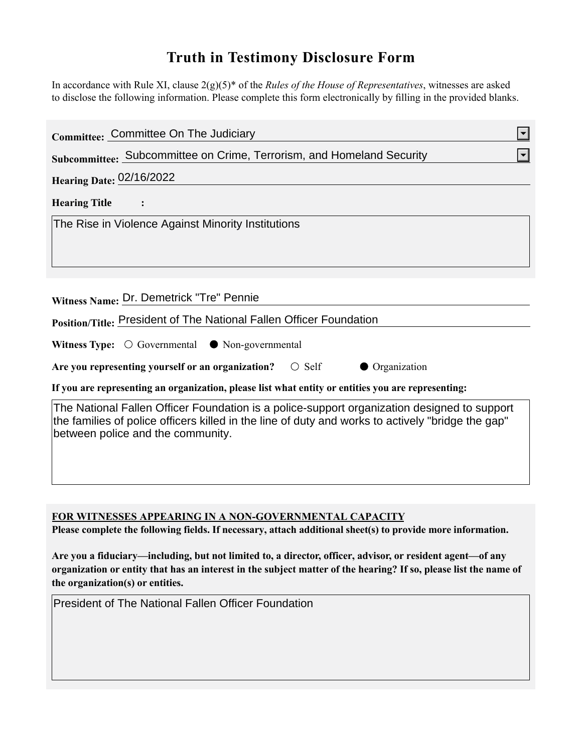# Truth in Testimony Disclosure Form

In accordance with Rule XI, clause 2(g)(5)* of the *Rules of the House of Representatives*, witnesses are asked to disclose the following information. Please complete this form electronically by filling in the provided blanks.

**Committee:** Committee On The Judiciary

**Subcommittee:** Subcommittee on Crime, Terrorism, and Homeland Security

**Hearing Date:** 02/16/2022

**Hearing Title:**

The Rise in Violence Against Minority Institutions

**Witness Name:** Dr. Demetrick "Tre" Pennie

**Position/Title:** President of The National Fallen Officer Foundation

**Witness Type:** ○ Governmental ● Non-governmental

**Are you representing yourself or an organization?** ○ Self ● Organization

**If you are representing an organization, please list what entity or entities you are representing:**

The National Fallen Officer Foundation is a police-support organization designed to support the families of police officers killed in the line of duty and works to actively "bridge the gap" between police and the community.

**<u>FOR WITNESSES APPEARING IN A NON-GOVERNMENTAL CAPACITY</u>**

**Please complete the following fields. If necessary, attach additional sheet(s) to provide more information.**

**Are you a fiduciary—including, but not limited to, a director, officer, advisor, or resident agent—of any organization or entity that has an interest in the subject matter of the hearing? If so, please list the name of the organization(s) or entities.**

President of The National Fallen Officer Foundation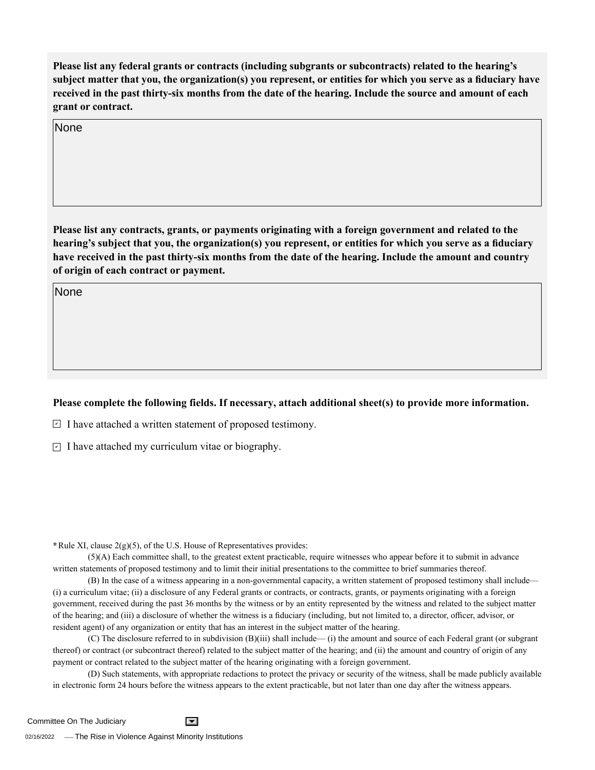**Please list any federal grants or contracts (including subgrants or subcontracts) related to the hearing's subject matter that you, the organization(s) you represent, or entities for which you serve as a fiduciary have received in the past thirty-six months from the date of the hearing. Include the source and amount of each grant or contract.**

None

**Please list any contracts, grants, or payments originating with a foreign government and related to the hearing's subject that you, the organization(s) you represent, or entities for which you serve as a fiduciary have received in the past thirty-six months from the date of the hearing. Include the amount and country of origin of each contract or payment.**

None

**Please complete the following fields. If necessary, attach additional sheet(s) to provide more information.**

- [x] I have attached a written statement of proposed testimony.
- [x] I have attached my curriculum vitae or biography.

**\*** Rule XI, clause 2(g)(5), of the U.S. House of Representatives provides:

(5)(A) Each committee shall, to the greatest extent practicable, require witnesses who appear before it to submit in advance written statements of proposed testimony and to limit their initial presentations to the committee to brief summaries thereof.

(B) In the case of a witness appearing in a non-governmental capacity, a written statement of proposed testimony shall include— (i) a curriculum vitae; (ii) a disclosure of any Federal grants or contracts, or contracts, grants, or payments originating with a foreign government, received during the past 36 months by the witness or by an entity represented by the witness and related to the subject matter of the hearing; and (iii) a disclosure of whether the witness is a fiduciary (including, but not limited to, a director, officer, advisor, or resident agent) of any organization or entity that has an interest in the subject matter of the hearing.

(C) The disclosure referred to in subdivision (B)(iii) shall include— (i) the amount and source of each Federal grant (or subgrant thereof) or contract (or subcontract thereof) related to the subject matter of the hearing; and (ii) the amount and country of origin of any payment or contract related to the subject matter of the hearing originating with a foreign government.

(D) Such statements, with appropriate redactions to protect the privacy or security of the witness, shall be made publicly available in electronic form 24 hours before the witness appears to the extent practicable, but not later than one day after the witness appears.

Committee On The Judiciary

02/16/2022 — The Rise in Violence Against Minority Institutions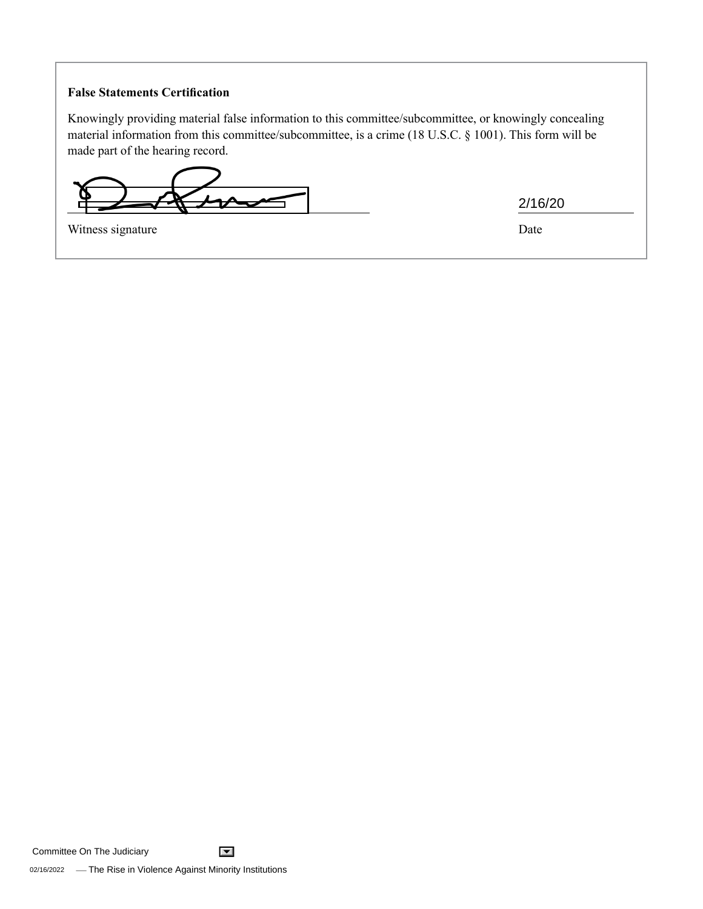**False Statements Certification**

Knowingly providing material false information to this committee/subcommittee, or knowingly concealing material information from this committee/subcommittee, is a crime (18 U.S.C. § 1001). This form will be made part of the hearing record.

Witness signature

Date: 2/16/20

Committee On The Judiciary

02/16/2022 — The Rise in Violence Against Minority Institutions